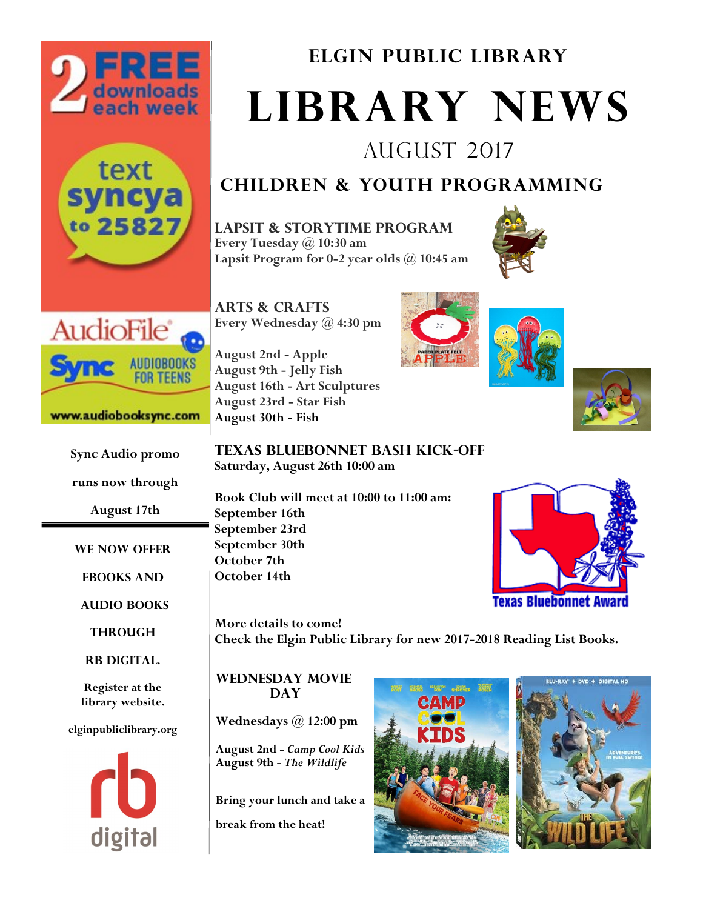# ELGIN PUBLIC LIBRARY

# LIBRARY NEWS

AUGUST 2017

## CHILDREN & YOUTH PROGRAMMING

### LAPSIT & STORYTIME PROGRAM

**Every Tuesday @ 10:30 am**
**Lapsit Program for 0-2 year olds @ 10:45 am**

### ARTS & CRAFTS

**Every Wednesday @ 4:30 pm**

- August 2nd - Apple
- August 9th - Jelly Fish
- August 16th - Art Sculptures
- August 23rd - Star Fish
- August 30th - Fish

### TEXAS BLUEBONNET BASH KICK-OFF

**Saturday, August 26th 10:00 am**

**Book Club will meet at 10:00 to 11:00 am:**
**September 16th**
**September 23rd**
**September 30th**
**October 7th**
**October 14th**

Texas Bluebonnet Award

**More details to come!**
**Check the Elgin Public Library for new 2017-2018 Reading List Books.**

### WEDNESDAY MOVIE DAY

**Wednesdays @ 12:00 pm**

**August 2nd - *Camp Cool Kids***
**August 9th - *The Wildlife***

**Bring your lunch and take a break from the heat!**

---

**2 FREE downloads each week**

**text syncya to 25827**

AudioFile Sync AUDIOBOOKS FOR TEENS

www.audiobooksync.com

**Sync Audio promo runs now through August 17th**

---

**WE NOW OFFER EBOOKS AND AUDIO BOOKS THROUGH RB DIGITAL.**

**Register at the library website.**

**elginpubliclibrary.org**

rb digital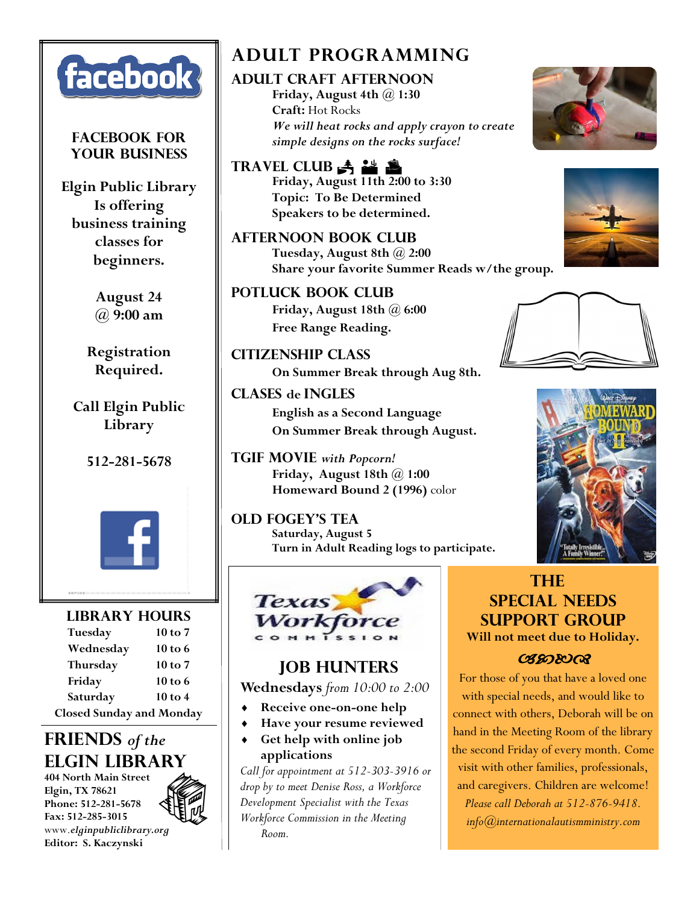## FACEBOOK FOR YOUR BUSINESS

**Elgin Public Library Is offering business training classes for beginners.**

**August 24 @ 9:00 am**

**Registration Required.**

**Call Elgin Public Library**

**512-281-5678**

## LIBRARY HOURS

| | |
|---|---|
| Tuesday | 10 to 7 |
| Wednesday | 10 to 6 |
| Thursday | 10 to 7 |
| Friday | 10 to 6 |
| Saturday | 10 to 4 |

**Closed Sunday and Monday**

## FRIENDS *of the* ELGIN LIBRARY

**404 North Main Street**
**Elgin, TX 78621**
**Phone: 512-281-5678**
**Fax: 512-285-3015**
www.***elginpubliclibrary.org***
**Editor: S. Kaczynski**

# ADULT PROGRAMMING

### ADULT CRAFT AFTERNOON

**Friday, August 4th @ 1:30**
**Craft:** Hot Rocks
***We will heat rocks and apply crayon to create simple designs on the rocks surface!***

### TRAVEL CLUB

**Friday, August 11th 2:00 to 3:30**
**Topic: To Be Determined**
**Speakers to be determined.**

### AFTERNOON BOOK CLUB

**Tuesday, August 8th @ 2:00**
**Share your favorite Summer Reads w/the group.**

### POTLUCK BOOK CLUB

**Friday, August 18th @ 6:00**
**Free Range Reading.**

### CITIZENSHIP CLASS

**On Summer Break through Aug 8th.**

### CLASES de INGLES

**English as a Second Language**
**On Summer Break through August.**

### TGIF MOVIE *with Popcorn!*

**Friday, August 18th @ 1:00**
**Homeward Bound 2 (1996)** color

### OLD FOGEY'S TEA

**Saturday, August 5**
**Turn in Adult Reading logs to participate.**

Texas Workforce Commission

## JOB HUNTERS

**Wednesdays** *from 10:00 to 2:00*

- **Receive one-on-one help**
- **Have your resume reviewed**
- **Get help with online job applications**

*Call for appointment at 512-303-3916 or drop by to meet Denise Ross, a Workforce Development Specialist with the Texas Workforce Commission in the Meeting Room.*

## THE SPECIAL NEEDS SUPPORT GROUP

**Will not meet due to Holiday.**

For those of you that have a loved one with special needs, and would like to connect with others, Deborah will be on hand in the Meeting Room of the library the second Friday of every month. Come visit with other families, professionals, and caregivers. Children are welcome! *Please call Deborah at 512-876-9418. info@internationalautismministry.com*